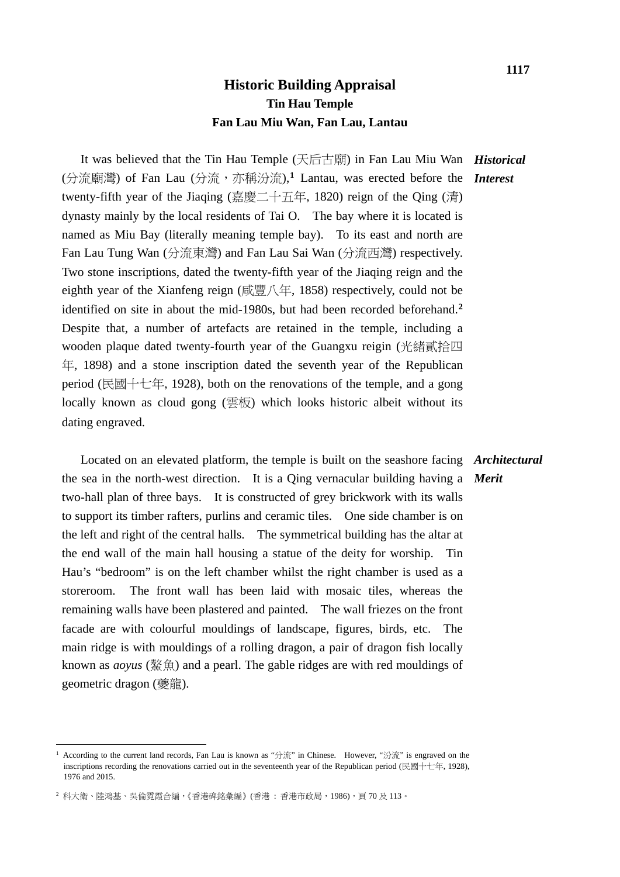# Historic Building Appraisal

## Tin Hau Temple

## Fan Lau Miu Wan, Fan Lau, Lantau

***Historical Interest***

It was believed that the Tin Hau Temple (天后古廟) in Fan Lau Miu Wan (分流廟灣) of Fan Lau (分流，亦稱汾流),[1] Lantau, was erected before the twenty-fifth year of the Jiaqing (嘉慶二十五年, 1820) reign of the Qing (清) dynasty mainly by the local residents of Tai O. The bay where it is located is named as Miu Bay (literally meaning temple bay). To its east and north are Fan Lau Tung Wan (分流東灣) and Fan Lau Sai Wan (分流西灣) respectively. Two stone inscriptions, dated the twenty-fifth year of the Jiaqing reign and the eighth year of the Xianfeng reign (咸豐八年, 1858) respectively, could not be identified on site in about the mid-1980s, but had been recorded beforehand.[2] Despite that, a number of artefacts are retained in the temple, including a wooden plaque dated twenty-fourth year of the Guangxu reigin (光緒貳拾四年, 1898) and a stone inscription dated the seventh year of the Republican period (民國十七年, 1928), both on the renovations of the temple, and a gong locally known as cloud gong (雲板) which looks historic albeit without its dating engraved.

***Architectural Merit***

Located on an elevated platform, the temple is built on the seashore facing the sea in the north-west direction. It is a Qing vernacular building having a two-hall plan of three bays. It is constructed of grey brickwork with its walls to support its timber rafters, purlins and ceramic tiles. One side chamber is on the left and right of the central halls. The symmetrical building has the altar at the end wall of the main hall housing a statue of the deity for worship. Tin Hau's "bedroom" is on the left chamber whilst the right chamber is used as a storeroom. The front wall has been laid with mosaic tiles, whereas the remaining walls have been plastered and painted. The wall friezes on the front facade are with colourful mouldings of landscape, figures, birds, etc. The main ridge is with mouldings of a rolling dragon, a pair of dragon fish locally known as *aoyus* (鰲魚) and a pearl. The gable ridges are with red mouldings of geometric dragon (夔龍).

---

[1] According to the current land records, Fan Lau is known as "分流" in Chinese. However, "汾流" is engraved on the inscriptions recording the renovations carried out in the seventeenth year of the Republican period (民國十七年, 1928), 1976 and 2015.

[2] 科大衛、陸鴻基、吳倫霓霞合編，《香港碑銘彙編》(香港 : 香港市政局，1986)，頁 70 及 113。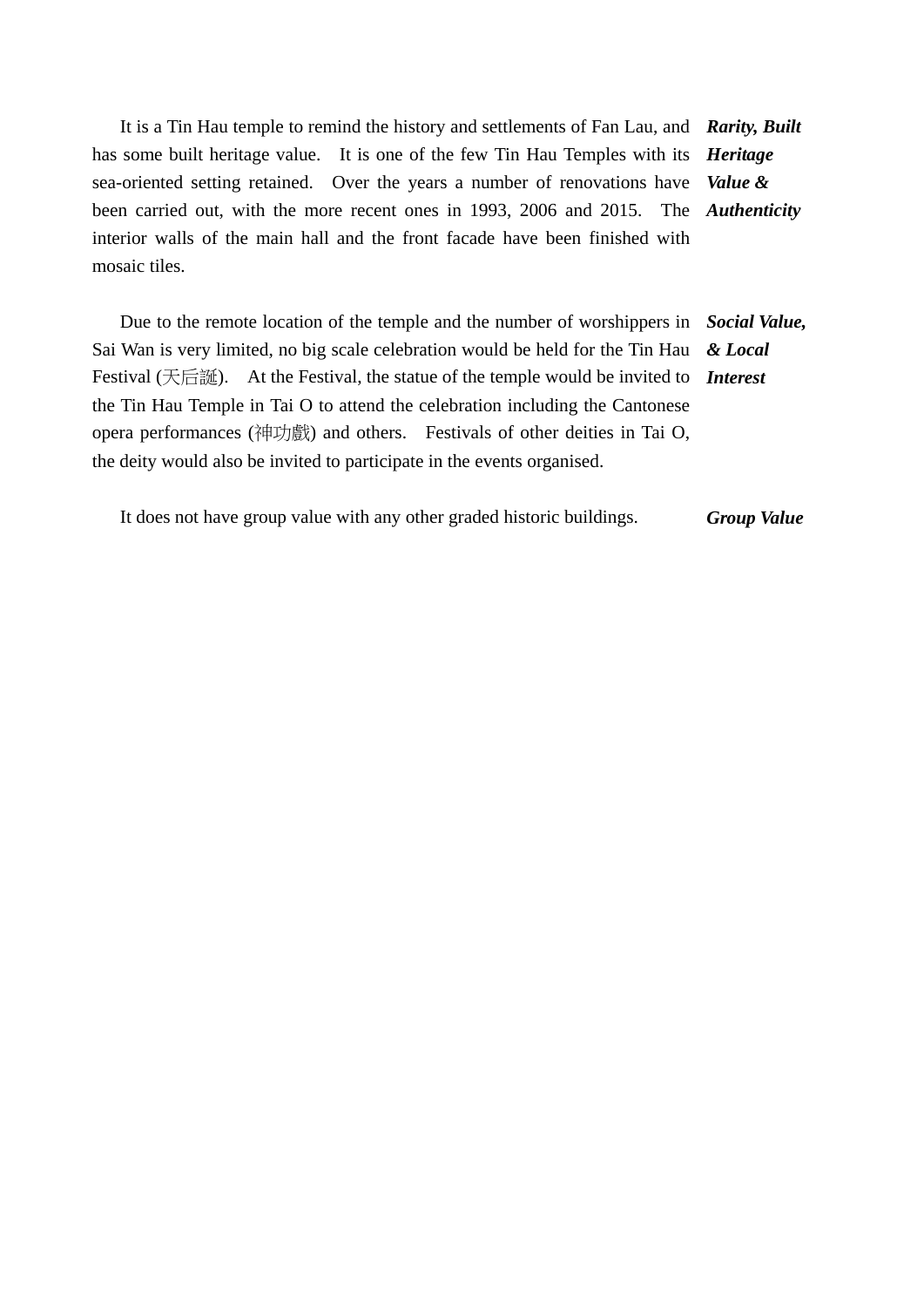It is a Tin Hau temple to remind the history and settlements of Fan Lau, and has some built heritage value. It is one of the few Tin Hau Temples with its sea-oriented setting retained. Over the years a number of renovations have been carried out, with the more recent ones in 1993, 2006 and 2015. The interior walls of the main hall and the front facade have been finished with mosaic tiles.

***Rarity, Built Heritage Value & Authenticity***

Due to the remote location of the temple and the number of worshippers in Sai Wan is very limited, no big scale celebration would be held for the Tin Hau Festival (天后誕). At the Festival, the statue of the temple would be invited to the Tin Hau Temple in Tai O to attend the celebration including the Cantonese opera performances (神功戲) and others. Festivals of other deities in Tai O, the deity would also be invited to participate in the events organised.

***Social Value, & Local Interest***

It does not have group value with any other graded historic buildings.

***Group Value***